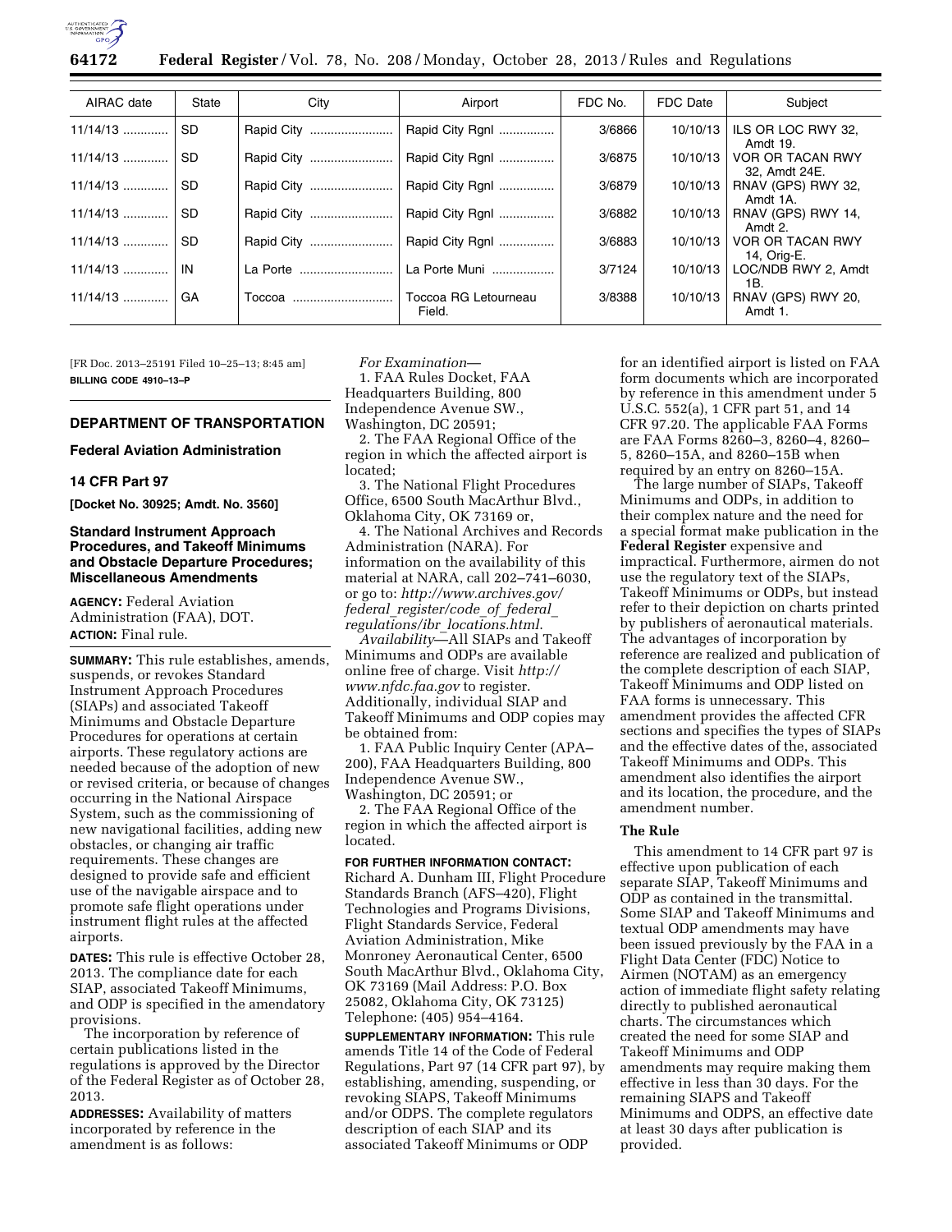| AIRAC date | State | City | Airport | FDC No. | FDC Date | Subject |
| --- | --- | --- | --- | --- | --- | --- |
| 11/14/13 | SD | Rapid City | Rapid City Rgnl | 3/6866 | 10/10/13 | ILS OR LOC RWY 32, Amdt 19. |
| 11/14/13 | SD | Rapid City | Rapid City Rgnl | 3/6875 | 10/10/13 | VOR OR TACAN RWY 32, Amdt 24E. |
| 11/14/13 | SD | Rapid City | Rapid City Rgnl | 3/6879 | 10/10/13 | RNAV (GPS) RWY 32, Amdt 1A. |
| 11/14/13 | SD | Rapid City | Rapid City Rgnl | 3/6882 | 10/10/13 | RNAV (GPS) RWY 14, Amdt 2. |
| 11/14/13 | SD | Rapid City | Rapid City Rgnl | 3/6883 | 10/10/13 | VOR OR TACAN RWY 14, Orig-E. |
| 11/14/13 | IN | La Porte | La Porte Muni | 3/7124 | 10/10/13 | LOC/NDB RWY 2, Amdt 1B. |
| 11/14/13 | GA | Toccoa | Toccoa RG Letourneau Field. | 3/8388 | 10/10/13 | RNAV (GPS) RWY 20, Amdt 1. |

[FR Doc. 2013–25191 Filed 10–25–13; 8:45 am]

**BILLING CODE 4910–13–P**

## DEPARTMENT OF TRANSPORTATION

### Federal Aviation Administration

### 14 CFR Part 97

**[Docket No. 30925; Amdt. No. 3560]**

### Standard Instrument Approach Procedures, and Takeoff Minimums and Obstacle Departure Procedures; Miscellaneous Amendments

**AGENCY:** Federal Aviation Administration (FAA), DOT.

**ACTION:** Final rule.

**SUMMARY:** This rule establishes, amends, suspends, or revokes Standard Instrument Approach Procedures (SIAPs) and associated Takeoff Minimums and Obstacle Departure Procedures for operations at certain airports. These regulatory actions are needed because of the adoption of new or revised criteria, or because of changes occurring in the National Airspace System, such as the commissioning of new navigational facilities, adding new obstacles, or changing air traffic requirements. These changes are designed to provide safe and efficient use of the navigable airspace and to promote safe flight operations under instrument flight rules at the affected airports.

**DATES:** This rule is effective October 28, 2013. The compliance date for each SIAP, associated Takeoff Minimums, and ODP is specified in the amendatory provisions.

The incorporation by reference of certain publications listed in the regulations is approved by the Director of the Federal Register as of October 28, 2013.

**ADDRESSES:** Availability of matters incorporated by reference in the amendment is as follows:

*For Examination*—

1. FAA Rules Docket, FAA Headquarters Building, 800 Independence Avenue SW., Washington, DC 20591;

2. The FAA Regional Office of the region in which the affected airport is located;

3. The National Flight Procedures Office, 6500 South MacArthur Blvd., Oklahoma City, OK 73169 or,

4. The National Archives and Records Administration (NARA). For information on the availability of this material at NARA, call 202–741–6030, or go to: *http://www.archives.gov/federal_register/code_of_federal_regulations/ibr_locations.html*.

*Availability*—All SIAPs and Takeoff Minimums and ODPs are available online free of charge. Visit *http://www.nfdc.faa.gov* to register. Additionally, individual SIAP and Takeoff Minimums and ODP copies may be obtained from:

1. FAA Public Inquiry Center (APA–200), FAA Headquarters Building, 800 Independence Avenue SW., Washington, DC 20591; or

2. The FAA Regional Office of the region in which the affected airport is located.

**FOR FURTHER INFORMATION CONTACT:** Richard A. Dunham III, Flight Procedure Standards Branch (AFS–420), Flight Technologies and Programs Divisions, Flight Standards Service, Federal Aviation Administration, Mike Monroney Aeronautical Center, 6500 South MacArthur Blvd., Oklahoma City, OK 73169 (Mail Address: P.O. Box 25082, Oklahoma City, OK 73125) Telephone: (405) 954–4164.

**SUPPLEMENTARY INFORMATION:** This rule amends Title 14 of the Code of Federal Regulations, Part 97 (14 CFR part 97), by establishing, amending, suspending, or revoking SIAPS, Takeoff Minimums and/or ODPS. The complete regulators description of each SIAP and its associated Takeoff Minimums or ODP for an identified airport is listed on FAA form documents which are incorporated by reference in this amendment under 5 U.S.C. 552(a), 1 CFR part 51, and 14 CFR 97.20. The applicable FAA Forms are FAA Forms 8260–3, 8260–4, 8260–5, 8260–15A, and 8260–15B when required by an entry on 8260–15A.

The large number of SIAPs, Takeoff Minimums and ODPs, in addition to their complex nature and the need for a special format make publication in the **Federal Register** expensive and impractical. Furthermore, airmen do not use the regulatory text of the SIAPs, Takeoff Minimums or ODPs, but instead refer to their depiction on charts printed by publishers of aeronautical materials. The advantages of incorporation by reference are realized and publication of the complete description of each SIAP, Takeoff Minimums and ODP listed on FAA forms is unnecessary. This amendment provides the affected CFR sections and specifies the types of SIAPs and the effective dates of the, associated Takeoff Minimums and ODPs. This amendment also identifies the airport and its location, the procedure, and the amendment number.

### The Rule

This amendment to 14 CFR part 97 is effective upon publication of each separate SIAP, Takeoff Minimums and ODP as contained in the transmittal. Some SIAP and Takeoff Minimums and textual ODP amendments may have been issued previously by the FAA in a Flight Data Center (FDC) Notice to Airmen (NOTAM) as an emergency action of immediate flight safety relating directly to published aeronautical charts. The circumstances which created the need for some SIAP and Takeoff Minimums and ODP amendments may require making them effective in less than 30 days. For the remaining SIAPS and Takeoff Minimums and ODPS, an effective date at least 30 days after publication is provided.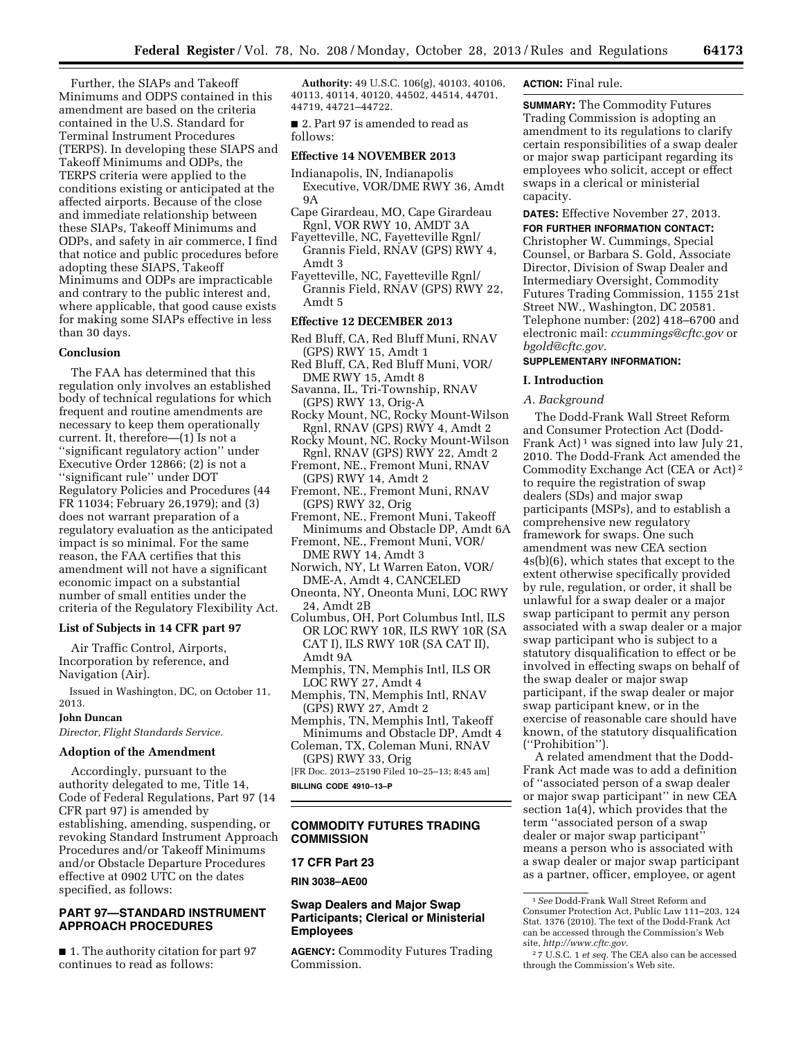Further, the SIAPs and Takeoff Minimums and ODPS contained in this amendment are based on the criteria contained in the U.S. Standard for Terminal Instrument Procedures (TERPS). In developing these SIAPS and Takeoff Minimums and ODPs, the TERPS criteria were applied to the conditions existing or anticipated at the affected airports. Because of the close and immediate relationship between these SIAPs, Takeoff Minimums and ODPs, and safety in air commerce, I find that notice and public procedures before adopting these SIAPS, Takeoff Minimums and ODPs are impracticable and contrary to the public interest and, where applicable, that good cause exists for making some SIAPs effective in less than 30 days.

### Conclusion

The FAA has determined that this regulation only involves an established body of technical regulations for which frequent and routine amendments are necessary to keep them operationally current. It, therefore—(1) Is not a ''significant regulatory action'' under Executive Order 12866; (2) is not a ''significant rule'' under DOT Regulatory Policies and Procedures (44 FR 11034; February 26,1979); and (3) does not warrant preparation of a regulatory evaluation as the anticipated impact is so minimal. For the same reason, the FAA certifies that this amendment will not have a significant economic impact on a substantial number of small entities under the criteria of the Regulatory Flexibility Act.

### List of Subjects in 14 CFR part 97

Air Traffic Control, Airports, Incorporation by reference, and Navigation (Air).

Issued in Washington, DC, on October 11, 2013.

**John Duncan**

*Director, Flight Standards Service.*

### Adoption of the Amendment

Accordingly, pursuant to the authority delegated to me, Title 14, Code of Federal Regulations, Part 97 (14 CFR part 97) is amended by establishing, amending, suspending, or revoking Standard Instrument Approach Procedures and/or Takeoff Minimums and/or Obstacle Departure Procedures effective at 0902 UTC on the dates specified, as follows:

## PART 97—STANDARD INSTRUMENT APPROACH PROCEDURES

■ 1. The authority citation for part 97 continues to read as follows:

**Authority:** 49 U.S.C. 106(g), 40103, 40106, 40113, 40114, 40120, 44502, 44514, 44701, 44719, 44721–44722.

■ 2. Part 97 is amended to read as follows:

### Effective 14 NOVEMBER 2013

Indianapolis, IN, Indianapolis Executive, VOR/DME RWY 36, Amdt 9A
Cape Girardeau, MO, Cape Girardeau Rgnl, VOR RWY 10, AMDT 3A
Fayetteville, NC, Fayetteville Rgnl/Grannis Field, RNAV (GPS) RWY 4, Amdt 3
Fayetteville, NC, Fayetteville Rgnl/Grannis Field, RNAV (GPS) RWY 22, Amdt 5

### Effective 12 DECEMBER 2013

Red Bluff, CA, Red Bluff Muni, RNAV (GPS) RWY 15, Amdt 1
Red Bluff, CA, Red Bluff Muni, VOR/DME RWY 15, Amdt 8
Savanna, IL, Tri-Township, RNAV (GPS) RWY 13, Orig-A
Rocky Mount, NC, Rocky Mount-Wilson Rgnl, RNAV (GPS) RWY 4, Amdt 2
Rocky Mount, NC, Rocky Mount-Wilson Rgnl, RNAV (GPS) RWY 22, Amdt 2
Fremont, NE., Fremont Muni, RNAV (GPS) RWY 14, Amdt 2
Fremont, NE., Fremont Muni, RNAV (GPS) RWY 32, Orig
Fremont, NE., Fremont Muni, Takeoff Minimums and Obstacle DP, Amdt 6A
Fremont, NE., Fremont Muni, VOR/DME RWY 14, Amdt 3
Norwich, NY, Lt Warren Eaton, VOR/DME-A, Amdt 4, CANCELED
Oneonta, NY, Oneonta Muni, LOC RWY 24, Amdt 2B
Columbus, OH, Port Columbus Intl, ILS OR LOC RWY 10R, ILS RWY 10R (SA CAT I), ILS RWY 10R (SA CAT II), Amdt 9A
Memphis, TN, Memphis Intl, ILS OR LOC RWY 27, Amdt 4
Memphis, TN, Memphis Intl, RNAV (GPS) RWY 27, Amdt 2
Memphis, TN, Memphis Intl, Takeoff Minimums and Obstacle DP, Amdt 4
Coleman, TX, Coleman Muni, RNAV (GPS) RWY 33, Orig

[FR Doc. 2013–25190 Filed 10–25–13; 8:45 am]

**BILLING CODE 4910–13–P**

## COMMODITY FUTURES TRADING COMMISSION

### 17 CFR Part 23

**RIN 3038–AE00**

### Swap Dealers and Major Swap Participants; Clerical or Ministerial Employees

**AGENCY:** Commodity Futures Trading Commission.

**ACTION:** Final rule.

**SUMMARY:** The Commodity Futures Trading Commission is adopting an amendment to its regulations to clarify certain responsibilities of a swap dealer or major swap participant regarding its employees who solicit, accept or effect swaps in a clerical or ministerial capacity.

**DATES:** Effective November 27, 2013.

**FOR FURTHER INFORMATION CONTACT:** Christopher W. Cummings, Special Counsel, or Barbara S. Gold, Associate Director, Division of Swap Dealer and Intermediary Oversight, Commodity Futures Trading Commission, 1155 21st Street NW., Washington, DC 20581. Telephone number: (202) 418–6700 and electronic mail: *ccummings@cftc.gov* or *bgold@cftc.gov.*

**SUPPLEMENTARY INFORMATION:**

### I. Introduction

#### *A. Background*

The Dodd-Frank Wall Street Reform and Consumer Protection Act (Dodd-Frank Act)[1] was signed into law July 21, 2010. The Dodd-Frank Act amended the Commodity Exchange Act (CEA or Act)[2] to require the registration of swap dealers (SDs) and major swap participants (MSPs), and to establish a comprehensive new regulatory framework for swaps. One such amendment was new CEA section 4s(b)(6), which states that except to the extent otherwise specifically provided by rule, regulation, or order, it shall be unlawful for a swap dealer or a major swap participant to permit any person associated with a swap dealer or a major swap participant who is subject to a statutory disqualification to effect or be involved in effecting swaps on behalf of the swap dealer or major swap participant, if the swap dealer or major swap participant knew, or in the exercise of reasonable care should have known, of the statutory disqualification (''Prohibition'').

A related amendment that the Dodd-Frank Act made was to add a definition of ''associated person of a swap dealer or major swap participant'' in new CEA section 1a(4), which provides that the term ''associated person of a swap dealer or major swap participant'' means a person who is associated with a swap dealer or major swap participant as a partner, officer, employee, or agent

[1] *See* Dodd-Frank Wall Street Reform and Consumer Protection Act, Public Law 111–203, 124 Stat. 1376 (2010). The text of the Dodd-Frank Act can be accessed through the Commission's Web site, *http://www.cftc.gov.*

[2] 7 U.S.C. 1 *et seq.* The CEA also can be accessed through the Commission's Web site.